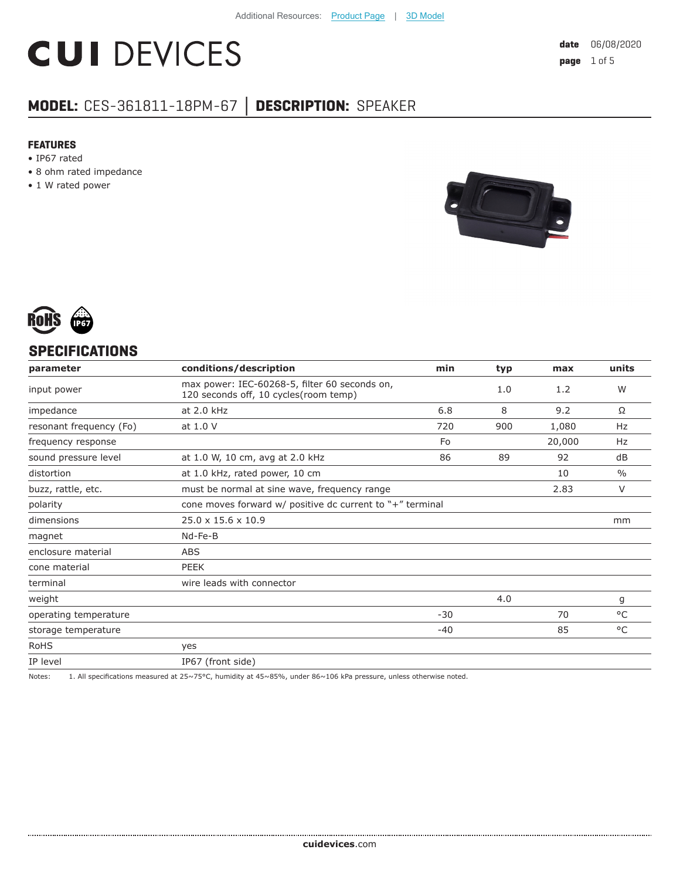Additional Resources: Product Page | 3D Model

# CUI DEVICES

**date** 06/08/2020

**MODEL:** CES-361811-18PM-67 | **DESCRIPTION:** SPEAKER

### FEATURES

- IP67 rated
- 8 ohm rated impedance
- 1 W rated power

## SPECIFICATIONS

| parameter | conditions/description | min | typ | max | units |
|---|---|---|---|---|---|
| input power | max power: IEC-60268-5, filter 60 seconds on, 120 seconds off, 10 cycles(room temp) | | 1.0 | 1.2 | W |
| impedance | at 2.0 kHz | 6.8 | 8 | 9.2 | Ω |
| resonant frequency (Fo) | at 1.0 V | 720 | 900 | 1,080 | Hz |
| frequency response | | Fo | | 20,000 | Hz |
| sound pressure level | at 1.0 W, 10 cm, avg at 2.0 kHz | 86 | 89 | 92 | dB |
| distortion | at 1.0 kHz, rated power, 10 cm | | | 10 | % |
| buzz, rattle, etc. | must be normal at sine wave, frequency range | | | 2.83 | V |
| polarity | cone moves forward w/ positive dc current to "+" terminal | | | | |
| dimensions | 25.0 x 15.6 x 10.9 | | | | mm |
| magnet | Nd-Fe-B | | | | |
| enclosure material | ABS | | | | |
| cone material | PEEK | | | | |
| terminal | wire leads with connector | | | | |
| weight | | | 4.0 | | g |
| operating temperature | | -30 | | 70 | °C |
| storage temperature | | -40 | | 85 | °C |
| RoHS | yes | | | | |
| IP level | IP67 (front side) | | | | |

Notes: 1. All specifications measured at 25~75°C, humidity at 45~85%, under 86~106 kPa pressure, unless otherwise noted.

**cuidevices**.com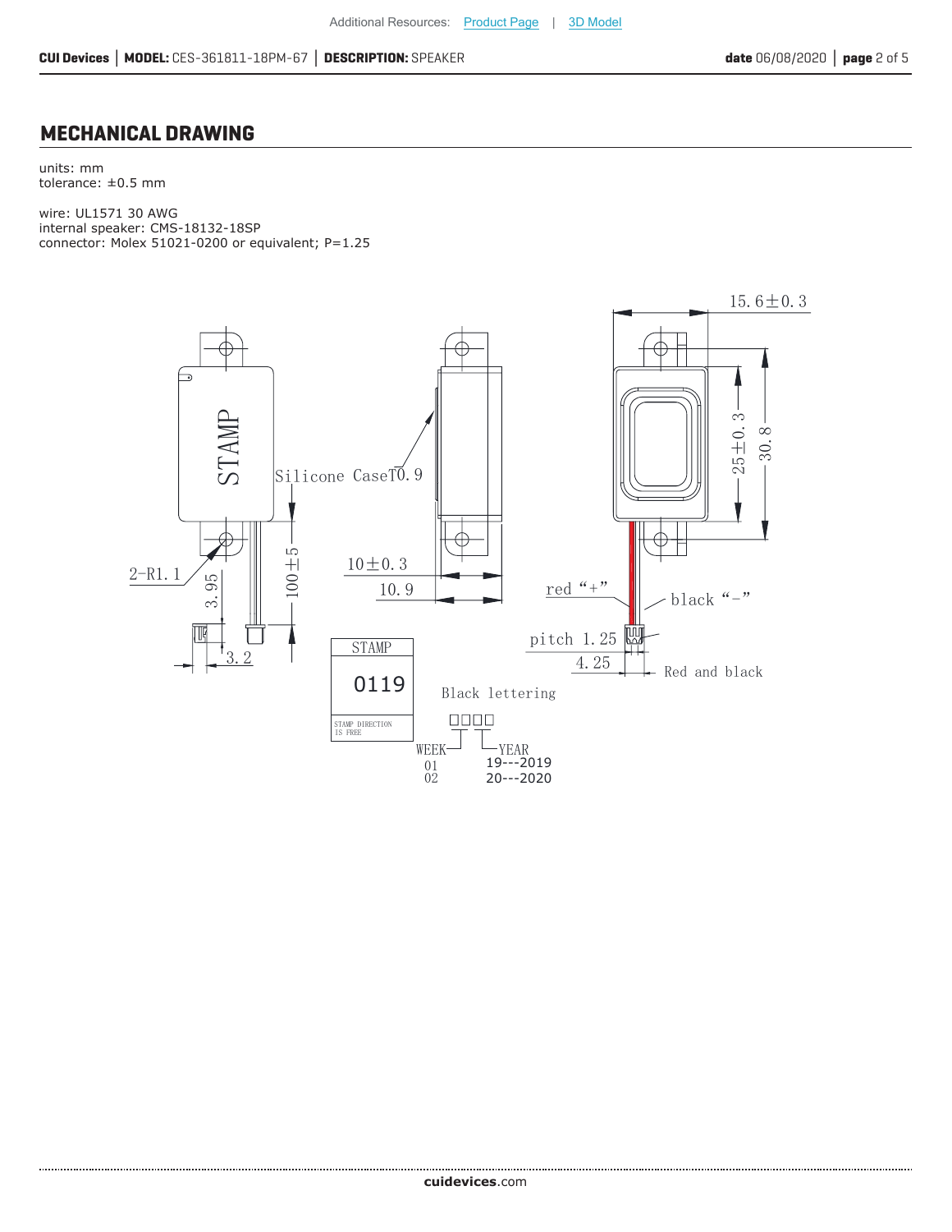## MECHANICAL DRAWING

units: mm
tolerance: ±0.5 mm

wire: UL1571 30 AWG
internal speaker: CMS-18132-18SP
connector: Molex 51021-0200 or equivalent; P=1.25

STAMP

Silicone CaseT0.9

2-R1.1

3.95

3.2

100±5

10±0.3

10.9

15.6±0.3

25±0.3

30.8

red "+"

black "-"

pitch 1.25

4.25

Red and black

STAMP

0119

STAMP DIRECTION IS FREE

Black lettering

□□□□

WEEK
01
02

YEAR
19---2019
20---2020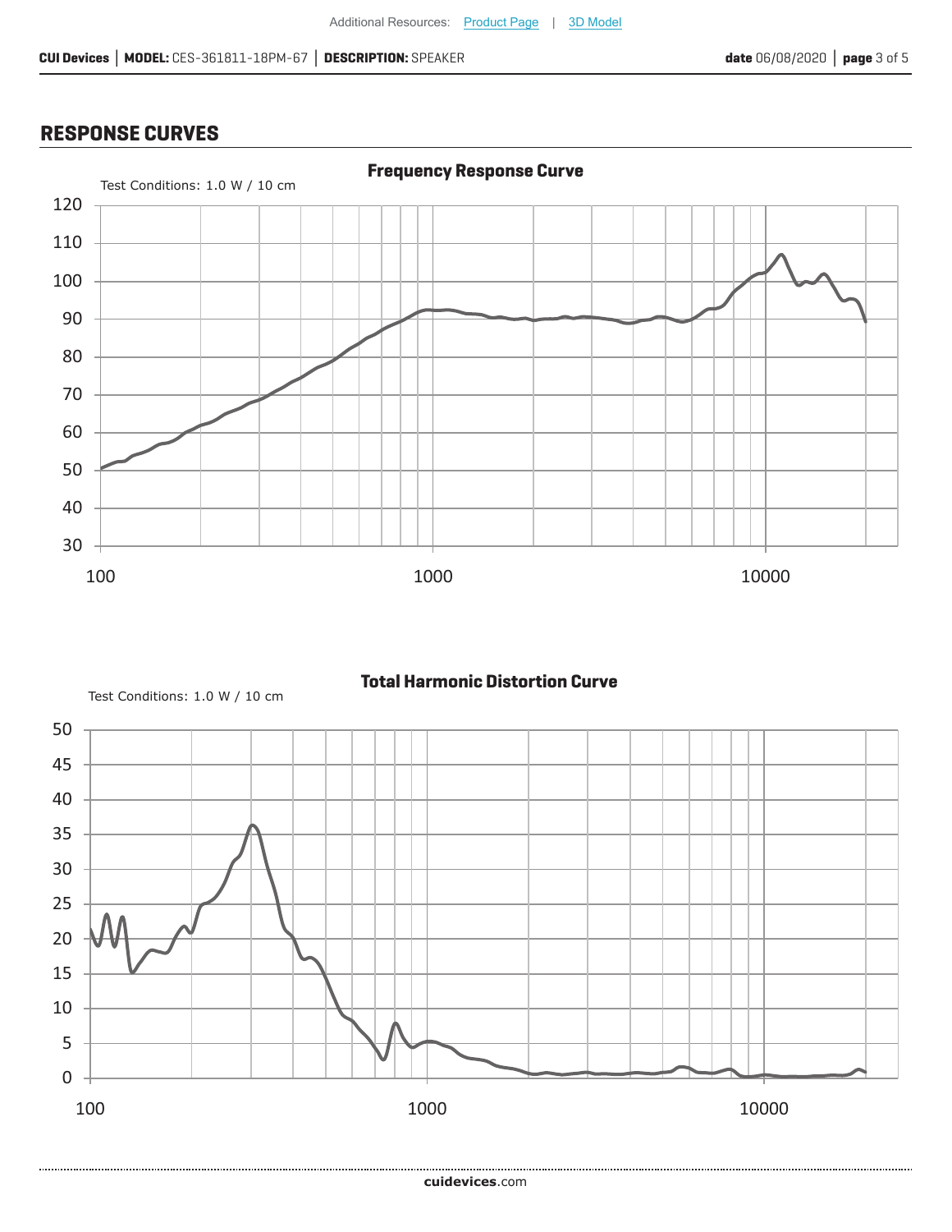## RESPONSE CURVES

**Frequency Response Curve**

Test Conditions: 1.0 W / 10 cm

**Total Harmonic Distortion Curve**

Test Conditions: 1.0 W / 10 cm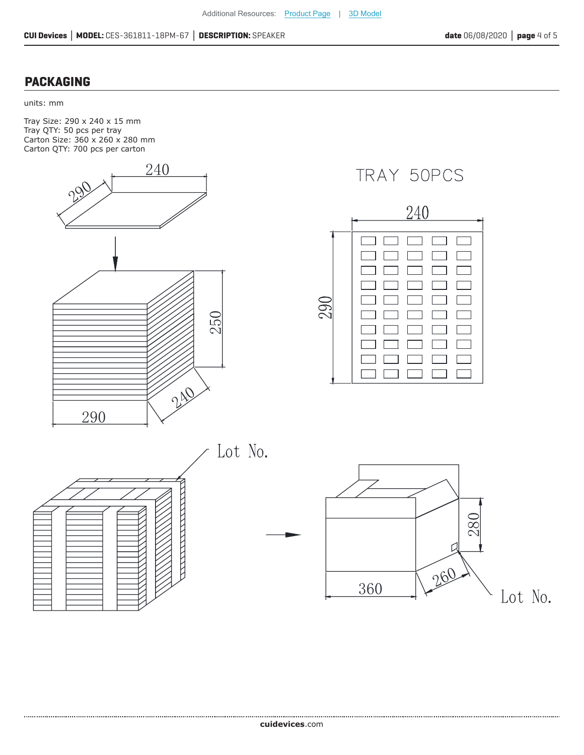## PACKAGING

units: mm

Tray Size: 290 x 240 x 15 mm
Tray QTY: 50 pcs per tray
Carton Size: 360 x 260 x 280 mm
Carton QTY: 700 pcs per carton

240

290

TRAY 50PCS

240

290

250

290

240

Lot No.

280

360

260

Lot No.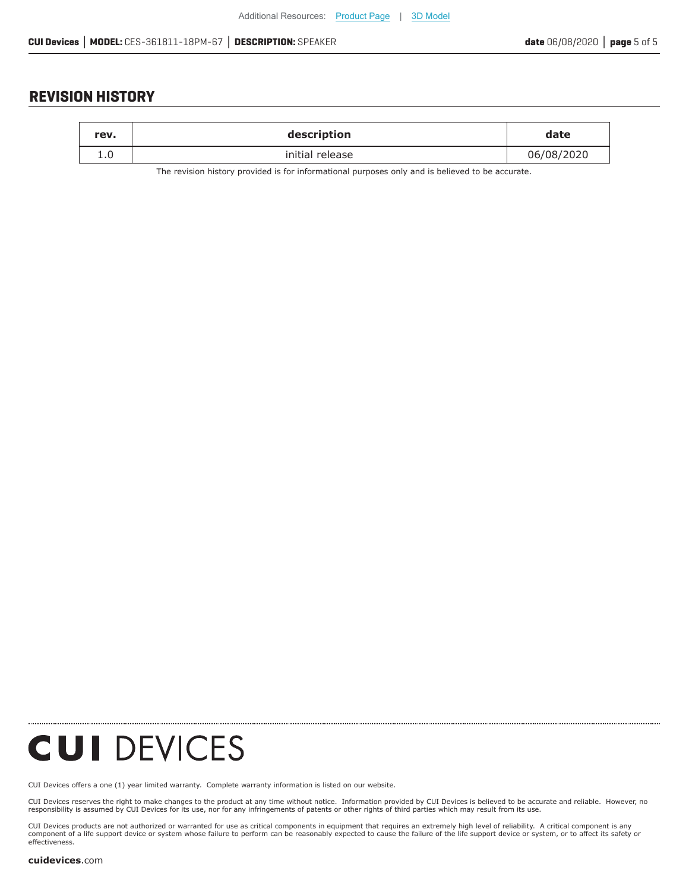## REVISION HISTORY

| rev. | description | date |
|---|---|---|
| 1.0 | initial release | 06/08/2020 |

The revision history provided is for informational purposes only and is believed to be accurate.

CUI DEVICES

CUI Devices offers a one (1) year limited warranty. Complete warranty information is listed on our website.

CUI Devices reserves the right to make changes to the product at any time without notice. Information provided by CUI Devices is believed to be accurate and reliable. However, no responsibility is assumed by CUI Devices for its use, nor for any infringements of patents or other rights of third parties which may result from its use.

CUI Devices products are not authorized or warranted for use as critical components in equipment that requires an extremely high level of reliability. A critical component is any component of a life support device or system whose failure to perform can be reasonably expected to cause the failure of the life support device or system, or to affect its safety or effectiveness.

**cuidevices**.com